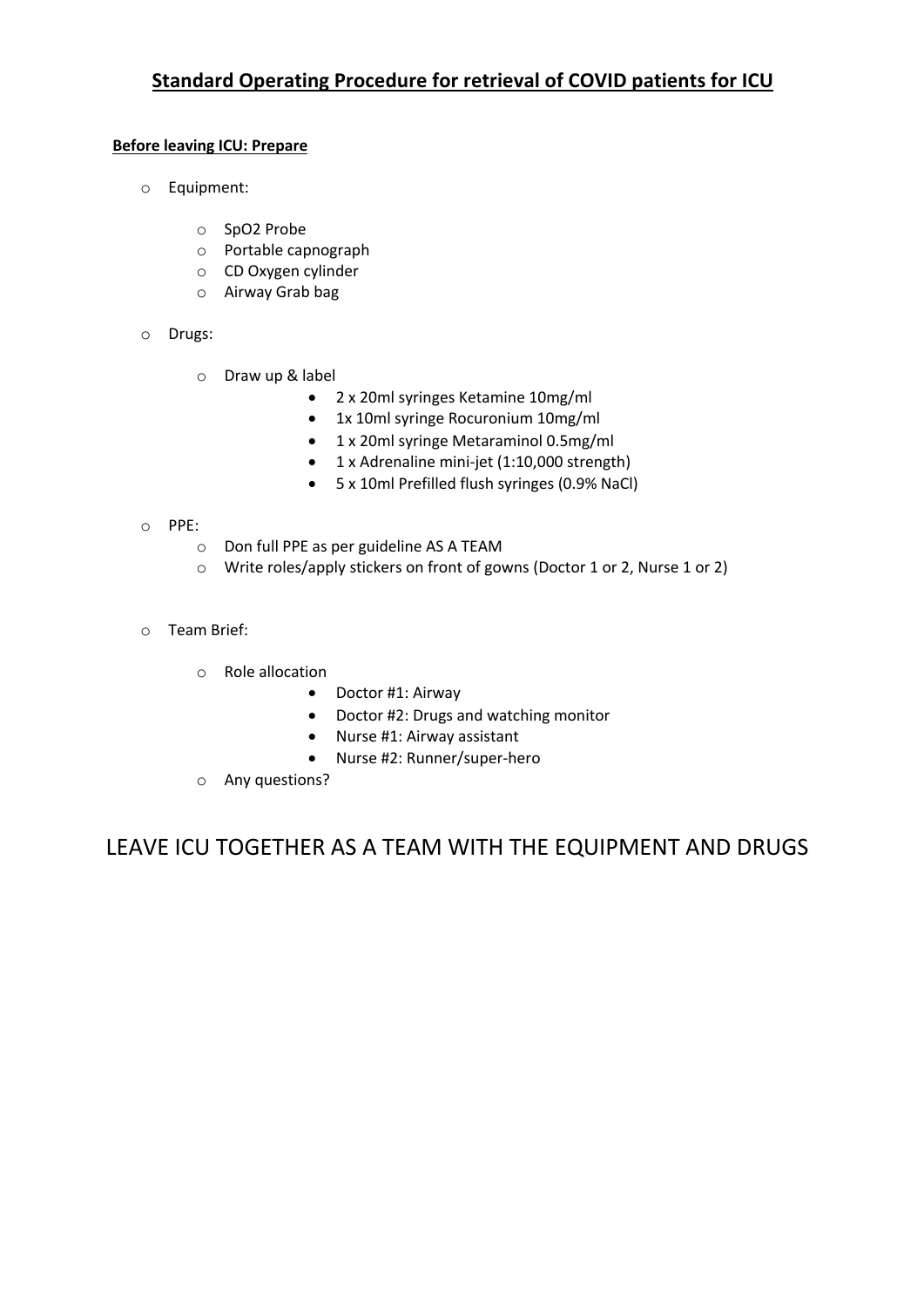# Standard Operating Procedure for retrieval of COVID patients for ICU

**Before leaving ICU: Prepare**

- Equipment:
  - SpO2 Probe
  - Portable capnograph
  - CD Oxygen cylinder
  - Airway Grab bag
- Drugs:
  - Draw up & label
    - 2 x 20ml syringes Ketamine 10mg/ml
    - 1x 10ml syringe Rocuronium 10mg/ml
    - 1 x 20ml syringe Metaraminol 0.5mg/ml
    - 1 x Adrenaline mini-jet (1:10,000 strength)
    - 5 x 10ml Prefilled flush syringes (0.9% NaCl)
- PPE:
  - Don full PPE as per guideline AS A TEAM
  - Write roles/apply stickers on front of gowns (Doctor 1 or 2, Nurse 1 or 2)
- Team Brief:
  - Role allocation
    - Doctor #1: Airway
    - Doctor #2: Drugs and watching monitor
    - Nurse #1: Airway assistant
    - Nurse #2: Runner/super-hero
  - Any questions?

LEAVE ICU TOGETHER AS A TEAM WITH THE EQUIPMENT AND DRUGS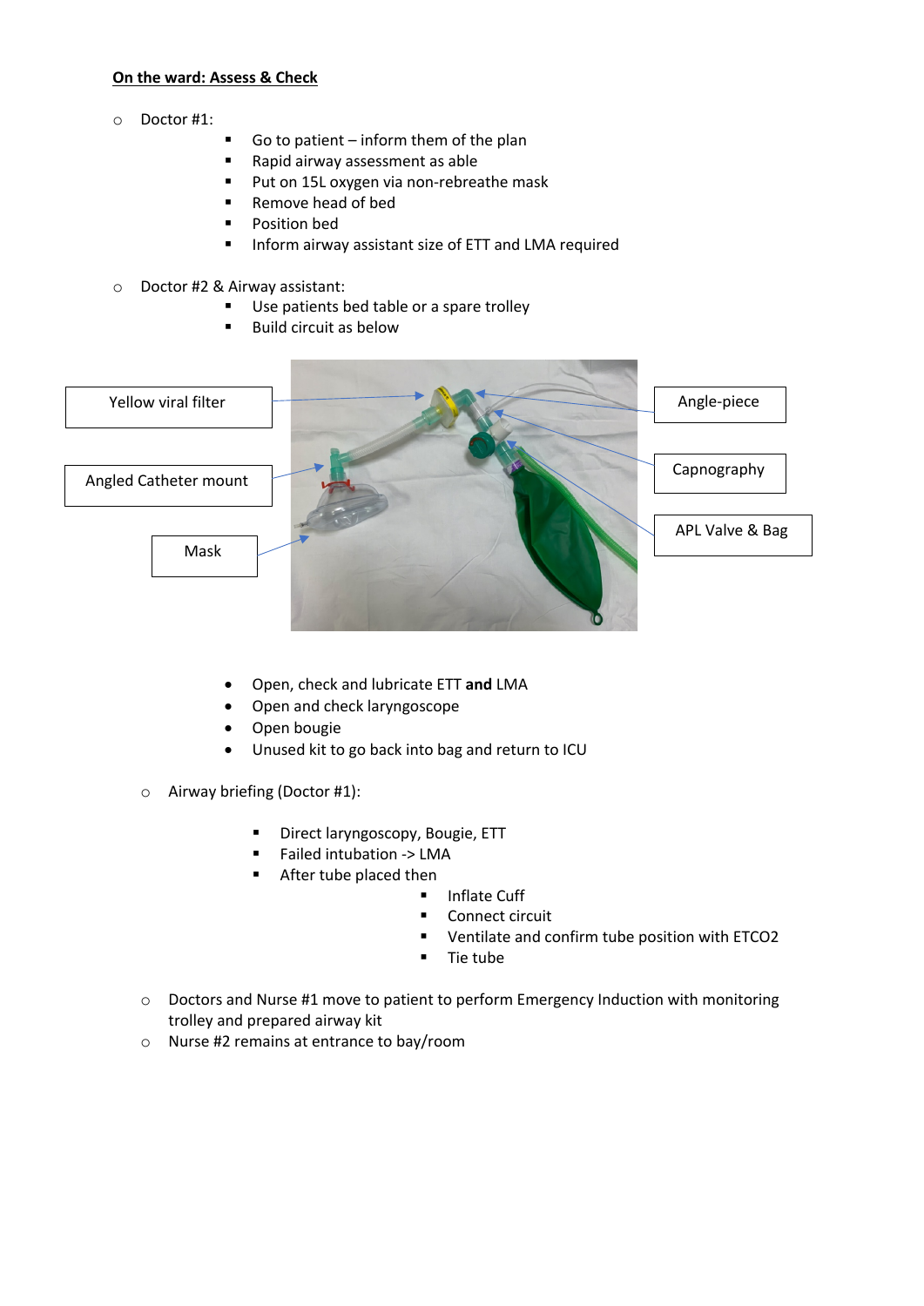**On the ward: Assess & Check**

- Doctor #1:
  - Go to patient – inform them of the plan
  - Rapid airway assessment as able
  - Put on 15L oxygen via non-rebreathe mask
  - Remove head of bed
  - Position bed
  - Inform airway assistant size of ETT and LMA required

- Doctor #2 & Airway assistant:
  - Use patients bed table or a spare trolley
  - Build circuit as below

Yellow viral filter

Angled Catheter mount

Mask

Angle-piece

Capnography

APL Valve & Bag

  - Open, check and lubricate ETT **and** LMA
  - Open and check laryngoscope
  - Open bougie
  - Unused kit to go back into bag and return to ICU

- Airway briefing (Doctor #1):
  - Direct laryngoscopy, Bougie, ETT
  - Failed intubation -> LMA
  - After tube placed then
    - Inflate Cuff
    - Connect circuit
    - Ventilate and confirm tube position with ETCO2
    - Tie tube

- Doctors and Nurse #1 move to patient to perform Emergency Induction with monitoring trolley and prepared airway kit
- Nurse #2 remains at entrance to bay/room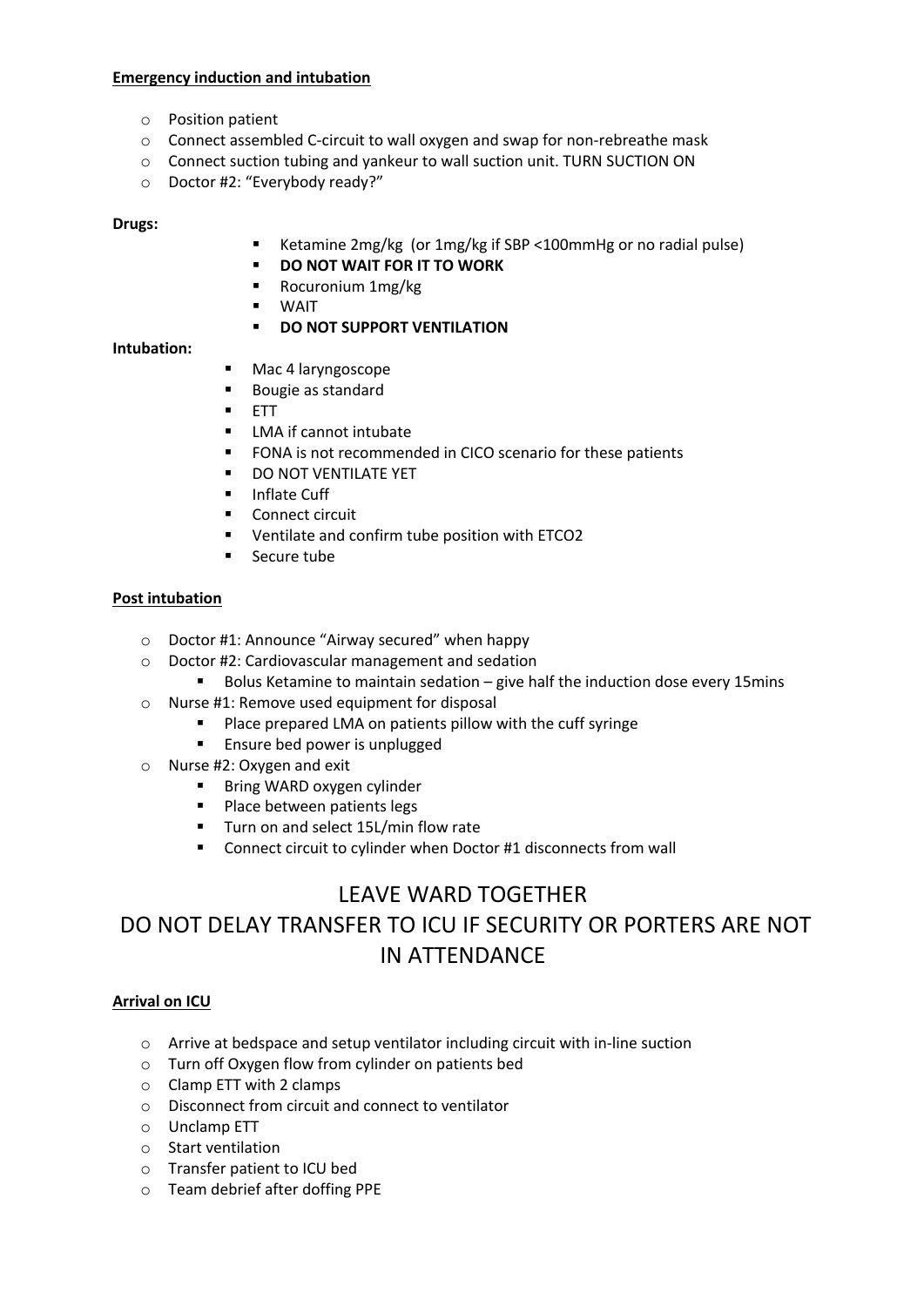**Emergency induction and intubation**

- Position patient
- Connect assembled C-circuit to wall oxygen and swap for non-rebreathe mask
- Connect suction tubing and yankeur to wall suction unit. TURN SUCTION ON
- Doctor #2: "Everybody ready?"

**Drugs:**

- Ketamine 2mg/kg (or 1mg/kg if SBP <100mmHg or no radial pulse)
- **DO NOT WAIT FOR IT TO WORK**
- Rocuronium 1mg/kg
- WAIT
- **DO NOT SUPPORT VENTILATION**

**Intubation:**

- Mac 4 laryngoscope
- Bougie as standard
- ETT
- LMA if cannot intubate
- FONA is not recommended in CICO scenario for these patients
- DO NOT VENTILATE YET
- Inflate Cuff
- Connect circuit
- Ventilate and confirm tube position with ETCO2
- Secure tube

**Post intubation**

- Doctor #1: Announce "Airway secured" when happy
- Doctor #2: Cardiovascular management and sedation
  - Bolus Ketamine to maintain sedation – give half the induction dose every 15mins
- Nurse #1: Remove used equipment for disposal
  - Place prepared LMA on patients pillow with the cuff syringe
  - Ensure bed power is unplugged
- Nurse #2: Oxygen and exit
  - Bring WARD oxygen cylinder
  - Place between patients legs
  - Turn on and select 15L/min flow rate
  - Connect circuit to cylinder when Doctor #1 disconnects from wall

## LEAVE WARD TOGETHER

## DO NOT DELAY TRANSFER TO ICU IF SECURITY OR PORTERS ARE NOT IN ATTENDANCE

**Arrival on ICU**

- Arrive at bedspace and setup ventilator including circuit with in-line suction
- Turn off Oxygen flow from cylinder on patients bed
- Clamp ETT with 2 clamps
- Disconnect from circuit and connect to ventilator
- Unclamp ETT
- Start ventilation
- Transfer patient to ICU bed
- Team debrief after doffing PPE